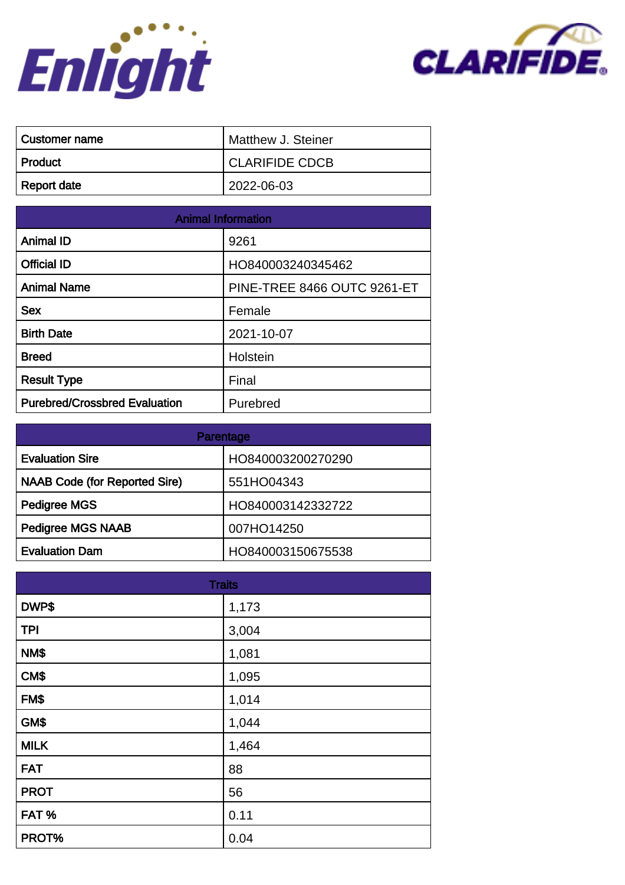Enlight

CLARIFIDE®

| Customer name | Matthew J. Steiner |
| --- | --- |
| Product | CLARIFIDE CDCB |
| Report date | 2022-06-03 |

| Animal Information | |
| --- | --- |
| Animal ID | 9261 |
| Official ID | HO840003240345462 |
| Animal Name | PINE-TREE 8466 OUTC 9261-ET |
| Sex | Female |
| Birth Date | 2021-10-07 |
| Breed | Holstein |
| Result Type | Final |
| Purebred/Crossbred Evaluation | Purebred |

| Parentage | |
| --- | --- |
| Evaluation Sire | HO840003200270290 |
| NAAB Code (for Reported Sire) | 551HO04343 |
| Pedigree MGS | HO840003142332722 |
| Pedigree MGS NAAB | 007HO14250 |
| Evaluation Dam | HO840003150675538 |

| Traits | |
| --- | --- |
| DWP$ | 1,173 |
| TPI | 3,004 |
| NM$ | 1,081 |
| CM$ | 1,095 |
| FM$ | 1,014 |
| GM$ | 1,044 |
| MILK | 1,464 |
| FAT | 88 |
| PROT | 56 |
| FAT % | 0.11 |
| PROT% | 0.04 |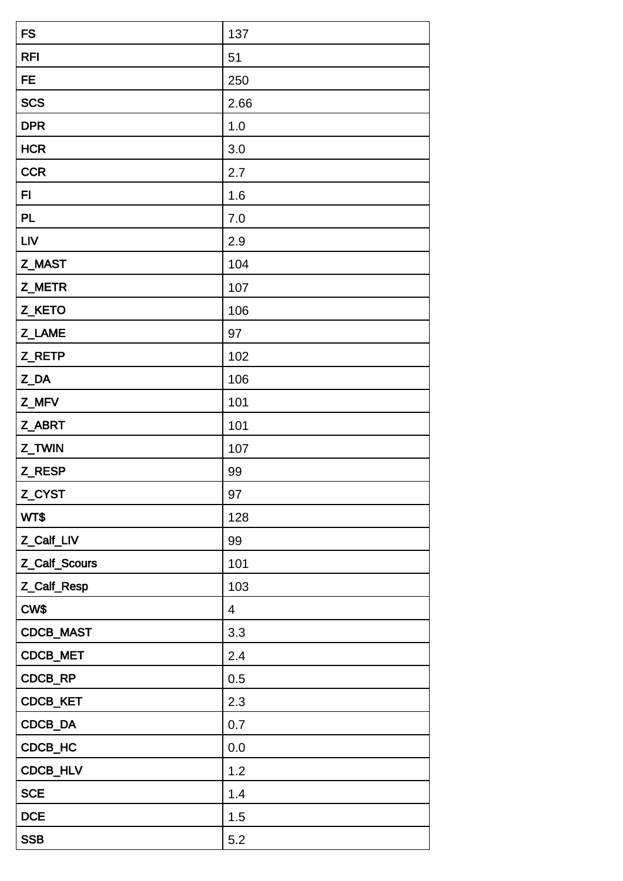| FS | 137 |
|---|---|
| RFI | 51 |
| FE | 250 |
| SCS | 2.66 |
| DPR | 1.0 |
| HCR | 3.0 |
| CCR | 2.7 |
| FI | 1.6 |
| PL | 7.0 |
| LIV | 2.9 |
| Z_MAST | 104 |
| Z_METR | 107 |
| Z_KETO | 106 |
| Z_LAME | 97 |
| Z_RETP | 102 |
| Z_DA | 106 |
| Z_MFV | 101 |
| Z_ABRT | 101 |
| Z_TWIN | 107 |
| Z_RESP | 99 |
| Z_CYST | 97 |
| WT$ | 128 |
| Z_Calf_LIV | 99 |
| Z_Calf_Scours | 101 |
| Z_Calf_Resp | 103 |
| CW$ | 4 |
| CDCB_MAST | 3.3 |
| CDCB_MET | 2.4 |
| CDCB_RP | 0.5 |
| CDCB_KET | 2.3 |
| CDCB_DA | 0.7 |
| CDCB_HC | 0.0 |
| CDCB_HLV | 1.2 |
| SCE | 1.4 |
| DCE | 1.5 |
| SSB | 5.2 |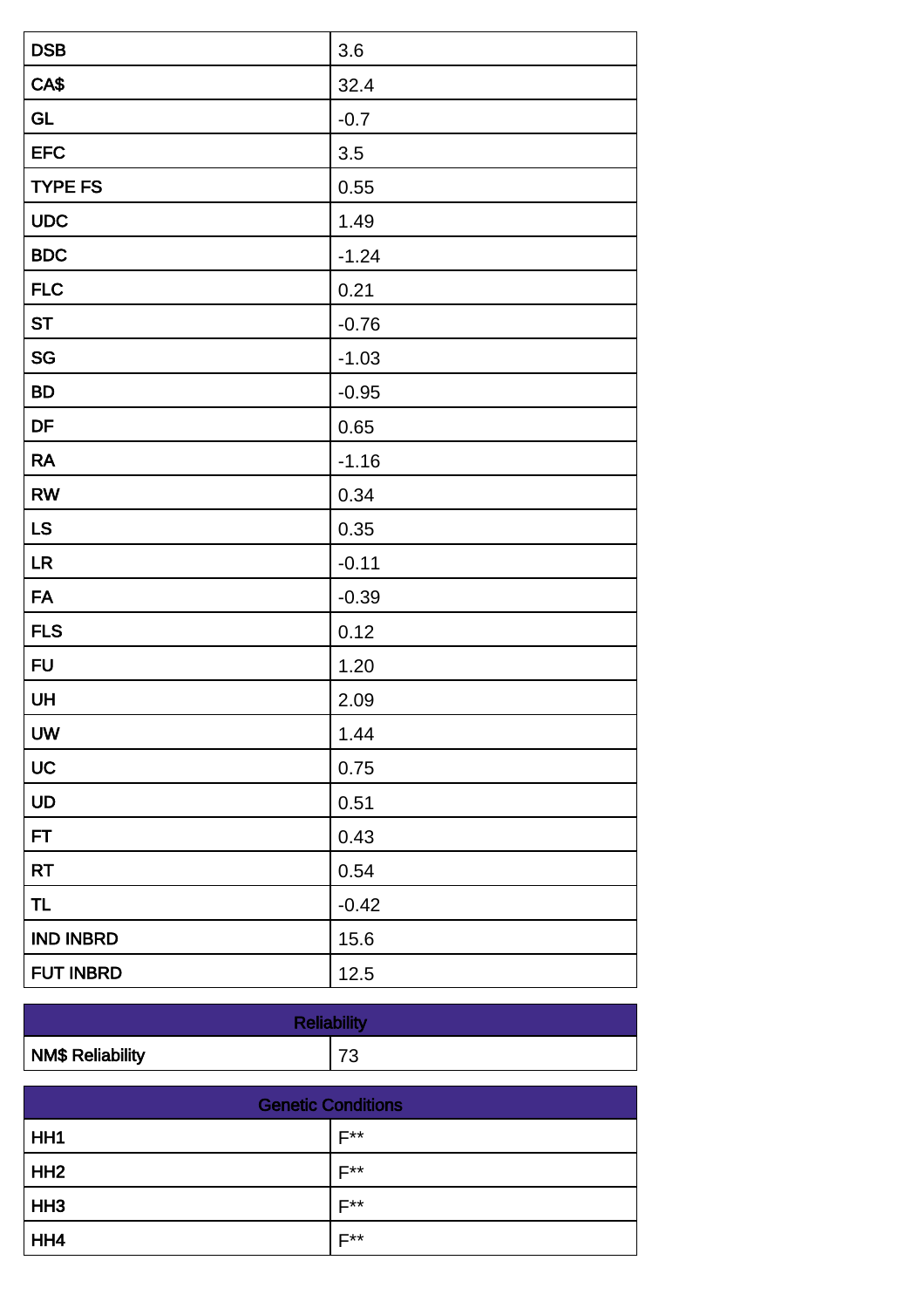| | |
|---|---|
| DSB | 3.6 |
| CA$ | 32.4 |
| GL | -0.7 |
| EFC | 3.5 |
| TYPE FS | 0.55 |
| UDC | 1.49 |
| BDC | -1.24 |
| FLC | 0.21 |
| ST | -0.76 |
| SG | -1.03 |
| BD | -0.95 |
| DF | 0.65 |
| RA | -1.16 |
| RW | 0.34 |
| LS | 0.35 |
| LR | -0.11 |
| FA | -0.39 |
| FLS | 0.12 |
| FU | 1.20 |
| UH | 2.09 |
| UW | 1.44 |
| UC | 0.75 |
| UD | 0.51 |
| FT | 0.43 |
| RT | 0.54 |
| TL | -0.42 |
| IND INBRD | 15.6 |
| FUT INBRD | 12.5 |

| Reliability | |
|---|---|
| NM$ Reliability | 73 |

| Genetic Conditions | |
|---|---|
| HH1 | F** |
| HH2 | F** |
| HH3 | F** |
| HH4 | F** |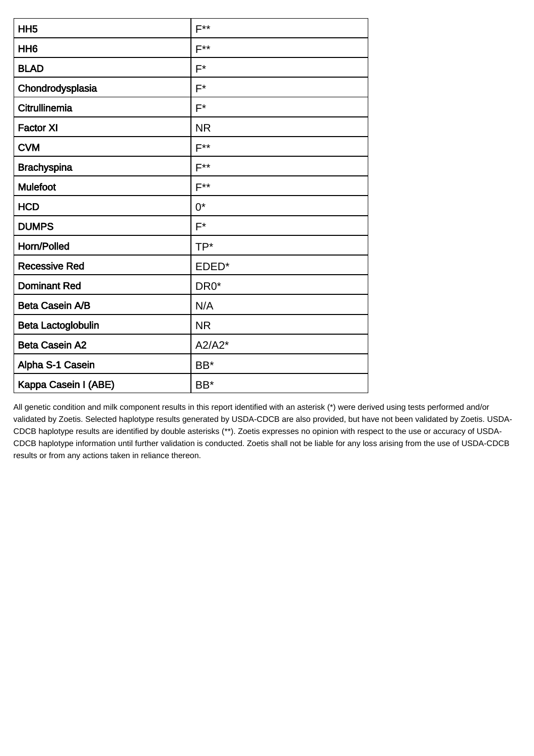| | |
|---|---|
| **HH5** | F** |
| **HH6** | F** |
| **BLAD** | F* |
| **Chondrodysplasia** | F* |
| **Citrullinemia** | F* |
| **Factor XI** | NR |
| **CVM** | F** |
| **Brachyspina** | F** |
| **Mulefoot** | F** |
| **HCD** | 0* |
| **DUMPS** | F* |
| **Horn/Polled** | TP* |
| **Recessive Red** | EDED* |
| **Dominant Red** | DR0* |
| **Beta Casein A/B** | N/A |
| **Beta Lactoglobulin** | NR |
| **Beta Casein A2** | A2/A2* |
| **Alpha S-1 Casein** | BB* |
| **Kappa Casein I (ABE)** | BB* |

All genetic condition and milk component results in this report identified with an asterisk (*) were derived using tests performed and/or validated by Zoetis. Selected haplotype results generated by USDA-CDCB are also provided, but have not been validated by Zoetis. USDA-CDCB haplotype results are identified by double asterisks (**). Zoetis expresses no opinion with respect to the use or accuracy of USDA-CDCB haplotype information until further validation is conducted. Zoetis shall not be liable for any loss arising from the use of USDA-CDCB results or from any actions taken in reliance thereon.